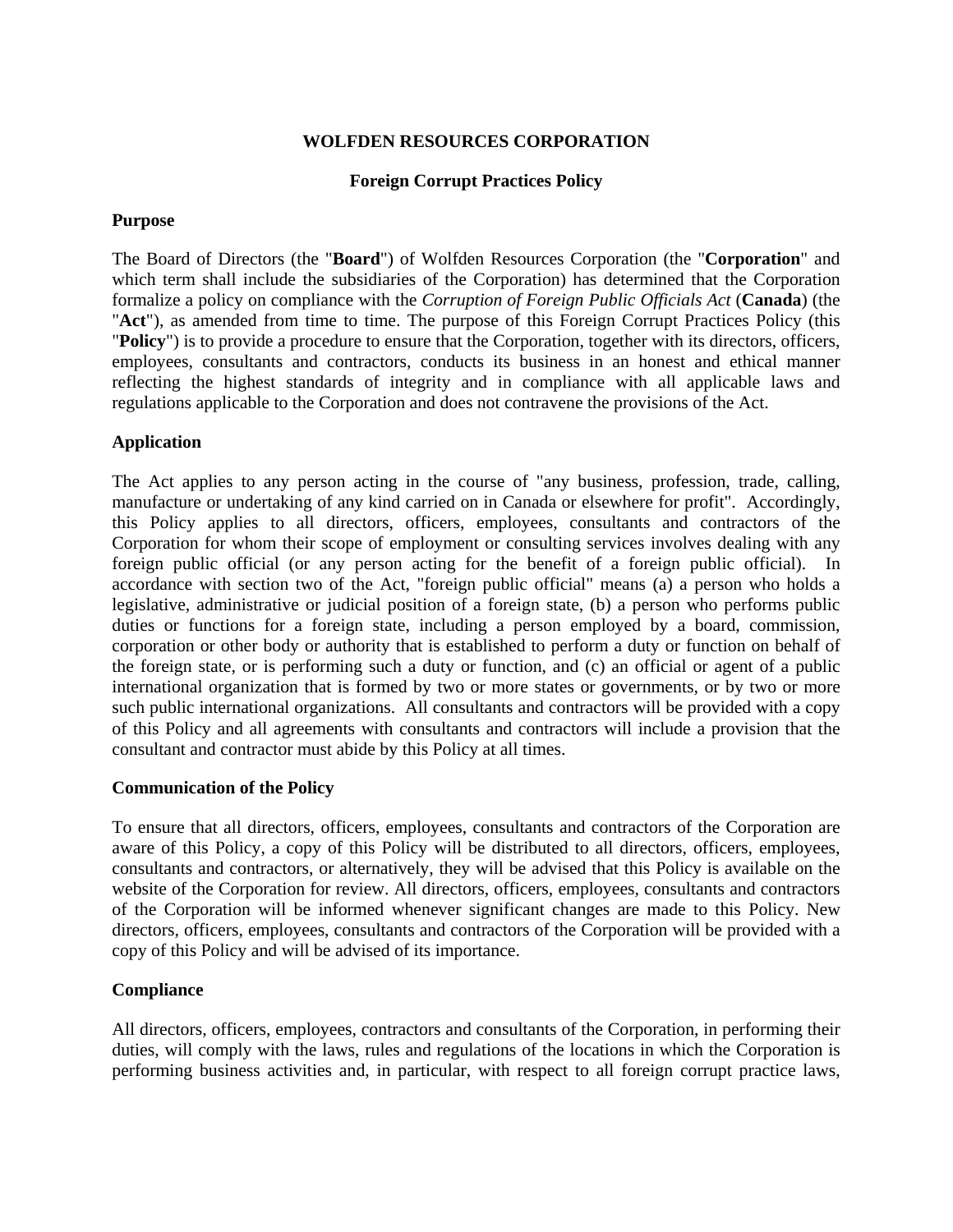# WOLFDEN RESOURCES CORPORATION

## Foreign Corrupt Practices Policy

### Purpose

The Board of Directors (the "**Board**") of Wolfden Resources Corporation (the "**Corporation**" and which term shall include the subsidiaries of the Corporation) has determined that the Corporation formalize a policy on compliance with the *Corruption of Foreign Public Officials Act* (**Canada**) (the "**Act**"), as amended from time to time. The purpose of this Foreign Corrupt Practices Policy (this "**Policy**") is to provide a procedure to ensure that the Corporation, together with its directors, officers, employees, consultants and contractors, conducts its business in an honest and ethical manner reflecting the highest standards of integrity and in compliance with all applicable laws and regulations applicable to the Corporation and does not contravene the provisions of the Act.

### Application

The Act applies to any person acting in the course of "any business, profession, trade, calling, manufacture or undertaking of any kind carried on in Canada or elsewhere for profit". Accordingly, this Policy applies to all directors, officers, employees, consultants and contractors of the Corporation for whom their scope of employment or consulting services involves dealing with any foreign public official (or any person acting for the benefit of a foreign public official). In accordance with section two of the Act, "foreign public official" means (a) a person who holds a legislative, administrative or judicial position of a foreign state, (b) a person who performs public duties or functions for a foreign state, including a person employed by a board, commission, corporation or other body or authority that is established to perform a duty or function on behalf of the foreign state, or is performing such a duty or function, and (c) an official or agent of a public international organization that is formed by two or more states or governments, or by two or more such public international organizations. All consultants and contractors will be provided with a copy of this Policy and all agreements with consultants and contractors will include a provision that the consultant and contractor must abide by this Policy at all times.

### Communication of the Policy

To ensure that all directors, officers, employees, consultants and contractors of the Corporation are aware of this Policy, a copy of this Policy will be distributed to all directors, officers, employees, consultants and contractors, or alternatively, they will be advised that this Policy is available on the website of the Corporation for review. All directors, officers, employees, consultants and contractors of the Corporation will be informed whenever significant changes are made to this Policy. New directors, officers, employees, consultants and contractors of the Corporation will be provided with a copy of this Policy and will be advised of its importance.

### Compliance

All directors, officers, employees, contractors and consultants of the Corporation, in performing their duties, will comply with the laws, rules and regulations of the locations in which the Corporation is performing business activities and, in particular, with respect to all foreign corrupt practice laws,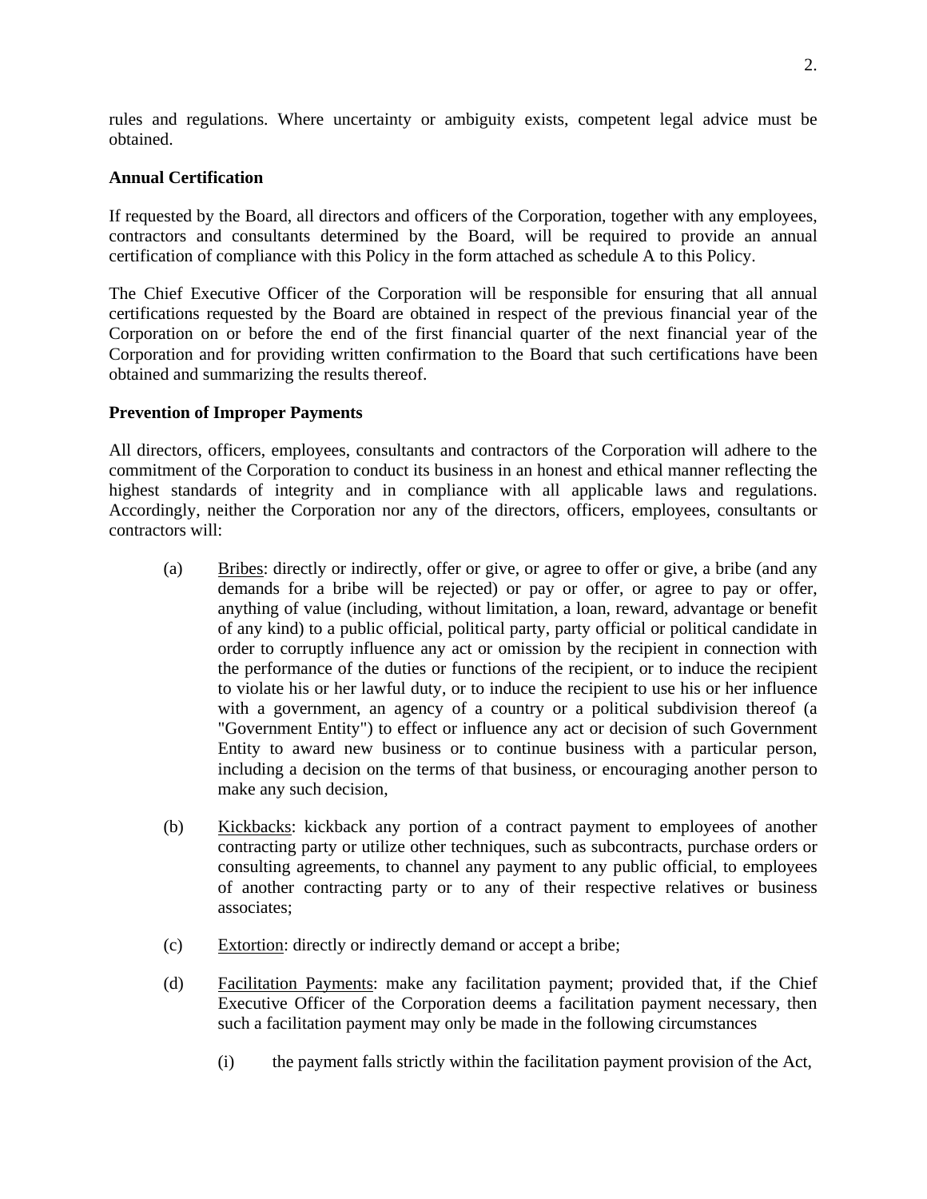rules and regulations. Where uncertainty or ambiguity exists, competent legal advice must be obtained.

**Annual Certification**

If requested by the Board, all directors and officers of the Corporation, together with any employees, contractors and consultants determined by the Board, will be required to provide an annual certification of compliance with this Policy in the form attached as schedule A to this Policy.

The Chief Executive Officer of the Corporation will be responsible for ensuring that all annual certifications requested by the Board are obtained in respect of the previous financial year of the Corporation on or before the end of the first financial quarter of the next financial year of the Corporation and for providing written confirmation to the Board that such certifications have been obtained and summarizing the results thereof.

**Prevention of Improper Payments**

All directors, officers, employees, consultants and contractors of the Corporation will adhere to the commitment of the Corporation to conduct its business in an honest and ethical manner reflecting the highest standards of integrity and in compliance with all applicable laws and regulations. Accordingly, neither the Corporation nor any of the directors, officers, employees, consultants or contractors will:

(a) Bribes: directly or indirectly, offer or give, or agree to offer or give, a bribe (and any demands for a bribe will be rejected) or pay or offer, or agree to pay or offer, anything of value (including, without limitation, a loan, reward, advantage or benefit of any kind) to a public official, political party, party official or political candidate in order to corruptly influence any act or omission by the recipient in connection with the performance of the duties or functions of the recipient, or to induce the recipient to violate his or her lawful duty, or to induce the recipient to use his or her influence with a government, an agency of a country or a political subdivision thereof (a "Government Entity") to effect or influence any act or decision of such Government Entity to award new business or to continue business with a particular person, including a decision on the terms of that business, or encouraging another person to make any such decision,

(b) Kickbacks: kickback any portion of a contract payment to employees of another contracting party or utilize other techniques, such as subcontracts, purchase orders or consulting agreements, to channel any payment to any public official, to employees of another contracting party or to any of their respective relatives or business associates;

(c) Extortion: directly or indirectly demand or accept a bribe;

(d) Facilitation Payments: make any facilitation payment; provided that, if the Chief Executive Officer of the Corporation deems a facilitation payment necessary, then such a facilitation payment may only be made in the following circumstances

(i) the payment falls strictly within the facilitation payment provision of the Act,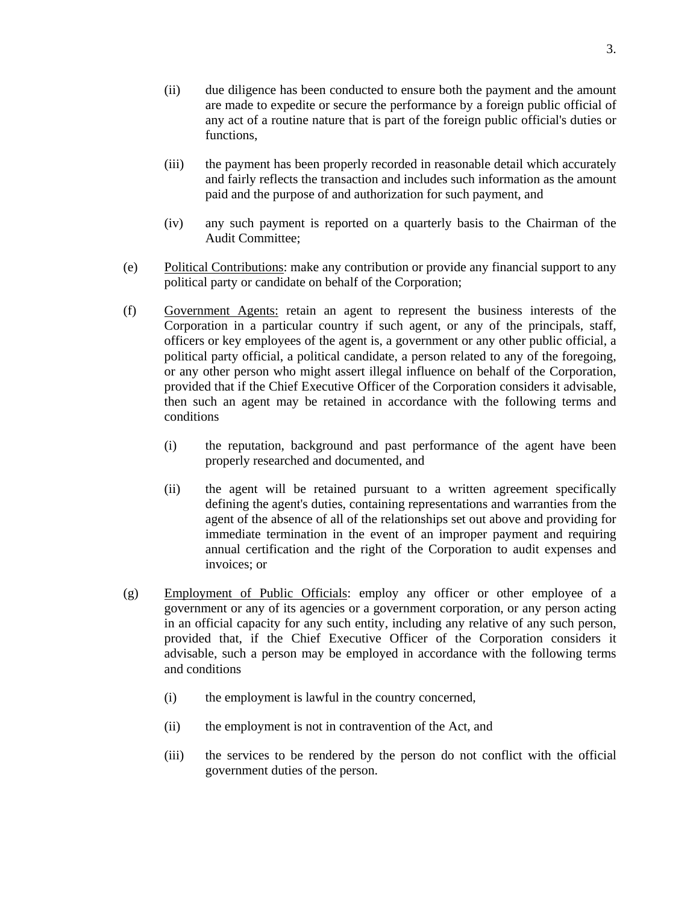(ii) due diligence has been conducted to ensure both the payment and the amount are made to expedite or secure the performance by a foreign public official of any act of a routine nature that is part of the foreign public official's duties or functions,

(iii) the payment has been properly recorded in reasonable detail which accurately and fairly reflects the transaction and includes such information as the amount paid and the purpose of and authorization for such payment, and

(iv) any such payment is reported on a quarterly basis to the Chairman of the Audit Committee;

(e) Political Contributions: make any contribution or provide any financial support to any political party or candidate on behalf of the Corporation;

(f) Government Agents: retain an agent to represent the business interests of the Corporation in a particular country if such agent, or any of the principals, staff, officers or key employees of the agent is, a government or any other public official, a political party official, a political candidate, a person related to any of the foregoing, or any other person who might assert illegal influence on behalf of the Corporation, provided that if the Chief Executive Officer of the Corporation considers it advisable, then such an agent may be retained in accordance with the following terms and conditions

(i) the reputation, background and past performance of the agent have been properly researched and documented, and

(ii) the agent will be retained pursuant to a written agreement specifically defining the agent's duties, containing representations and warranties from the agent of the absence of all of the relationships set out above and providing for immediate termination in the event of an improper payment and requiring annual certification and the right of the Corporation to audit expenses and invoices; or

(g) Employment of Public Officials: employ any officer or other employee of a government or any of its agencies or a government corporation, or any person acting in an official capacity for any such entity, including any relative of any such person, provided that, if the Chief Executive Officer of the Corporation considers it advisable, such a person may be employed in accordance with the following terms and conditions

(i) the employment is lawful in the country concerned,

(ii) the employment is not in contravention of the Act, and

(iii) the services to be rendered by the person do not conflict with the official government duties of the person.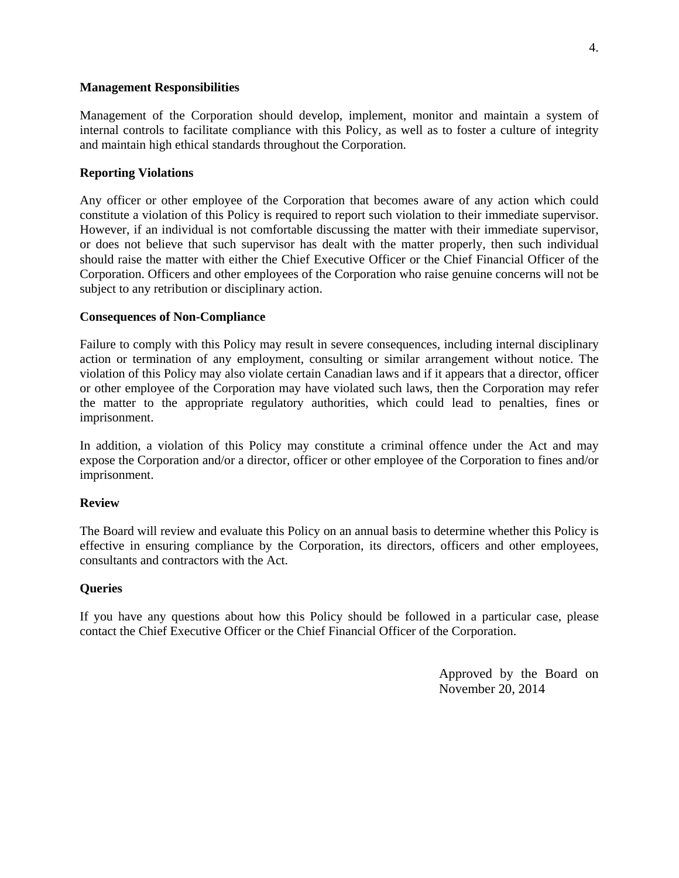**Management Responsibilities**

Management of the Corporation should develop, implement, monitor and maintain a system of internal controls to facilitate compliance with this Policy, as well as to foster a culture of integrity and maintain high ethical standards throughout the Corporation.

**Reporting Violations**

Any officer or other employee of the Corporation that becomes aware of any action which could constitute a violation of this Policy is required to report such violation to their immediate supervisor. However, if an individual is not comfortable discussing the matter with their immediate supervisor, or does not believe that such supervisor has dealt with the matter properly, then such individual should raise the matter with either the Chief Executive Officer or the Chief Financial Officer of the Corporation. Officers and other employees of the Corporation who raise genuine concerns will not be subject to any retribution or disciplinary action.

**Consequences of Non-Compliance**

Failure to comply with this Policy may result in severe consequences, including internal disciplinary action or termination of any employment, consulting or similar arrangement without notice. The violation of this Policy may also violate certain Canadian laws and if it appears that a director, officer or other employee of the Corporation may have violated such laws, then the Corporation may refer the matter to the appropriate regulatory authorities, which could lead to penalties, fines or imprisonment.

In addition, a violation of this Policy may constitute a criminal offence under the Act and may expose the Corporation and/or a director, officer or other employee of the Corporation to fines and/or imprisonment.

**Review**

The Board will review and evaluate this Policy on an annual basis to determine whether this Policy is effective in ensuring compliance by the Corporation, its directors, officers and other employees, consultants and contractors with the Act.

**Queries**

If you have any questions about how this Policy should be followed in a particular case, please contact the Chief Executive Officer or the Chief Financial Officer of the Corporation.

Approved by the Board on November 20, 2014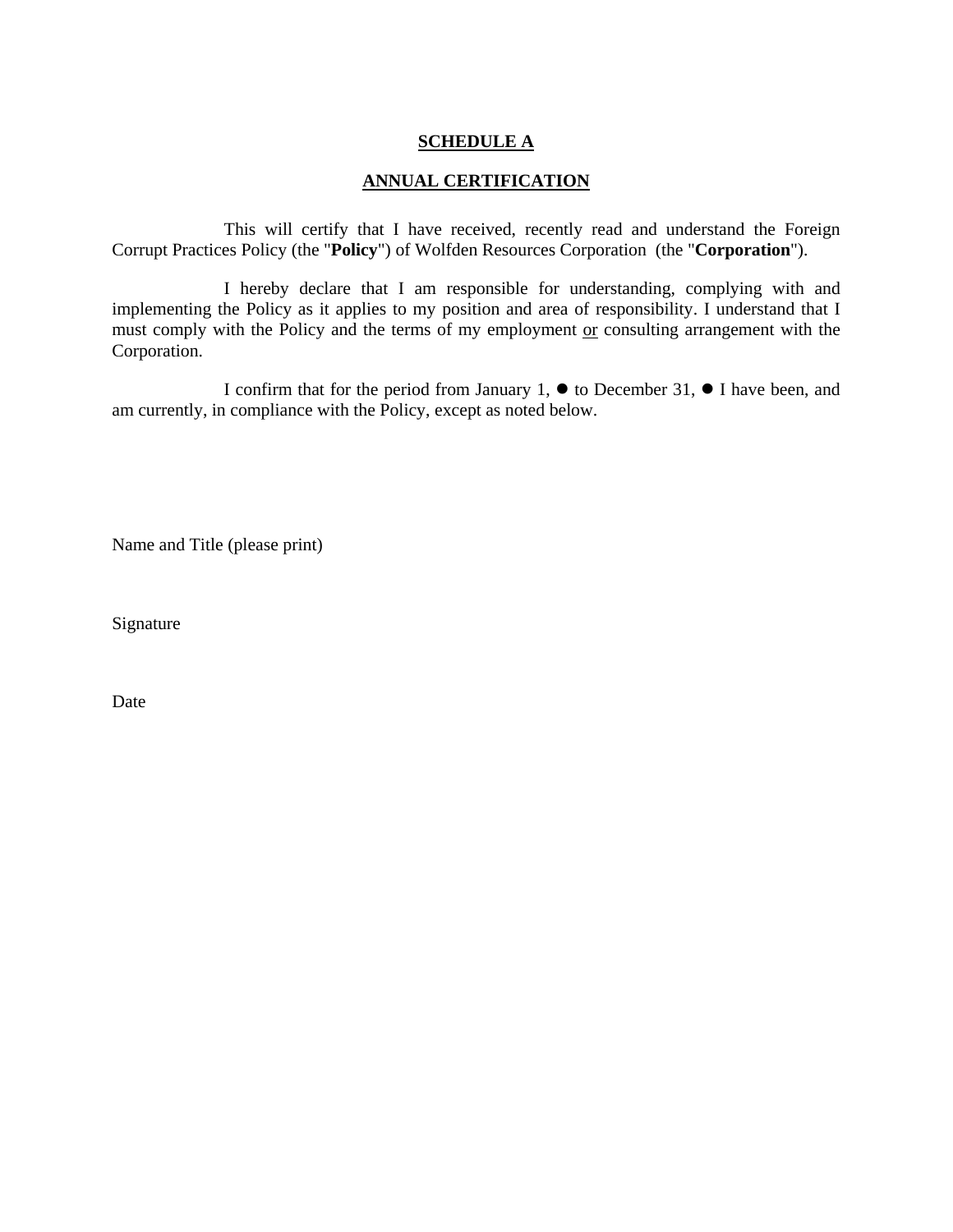**SCHEDULE A**

**ANNUAL CERTIFICATION**

This will certify that I have received, recently read and understand the Foreign Corrupt Practices Policy (the "**Policy**") of Wolfden Resources Corporation (the "**Corporation**").

I hereby declare that I am responsible for understanding, complying with and implementing the Policy as it applies to my position and area of responsibility. I understand that I must comply with the Policy and the terms of my employment <u>or</u> consulting arrangement with the Corporation.

I confirm that for the period from January 1, ● to December 31, ● I have been, and am currently, in compliance with the Policy, except as noted below.

Name and Title (please print)

Signature

Date